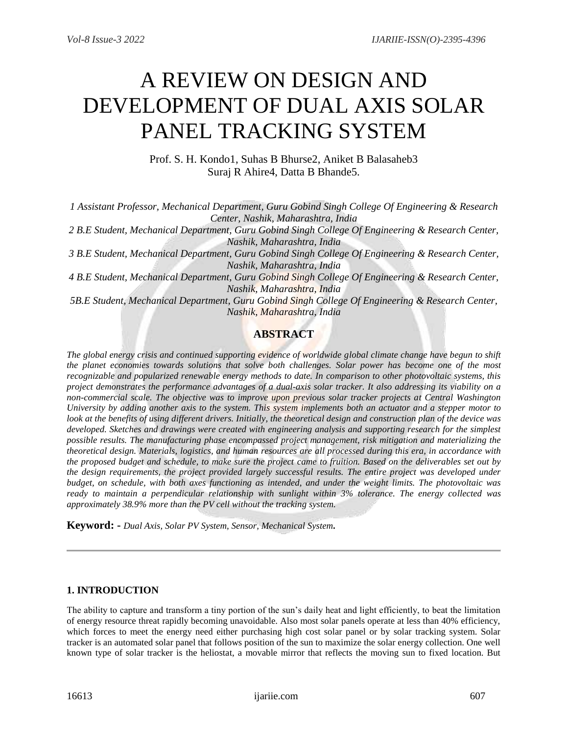# A REVIEW ON DESIGN AND DEVELOPMENT OF DUAL AXIS SOLAR PANEL TRACKING SYSTEM

Prof. S. H. Kondo1, Suhas B Bhurse2, Aniket B Balasaheb3
Suraj R Ahire4, Datta B Bhande5.

*1 Assistant Professor, Mechanical Department, Guru Gobind Singh College Of Engineering & Research Center, Nashik, Maharashtra, India*
*2 B.E Student, Mechanical Department, Guru Gobind Singh College Of Engineering & Research Center, Nashik, Maharashtra, India*
*3 B.E Student, Mechanical Department, Guru Gobind Singh College Of Engineering & Research Center, Nashik, Maharashtra, India*
*4 B.E Student, Mechanical Department, Guru Gobind Singh College Of Engineering & Research Center, Nashik, Maharashtra, India*
*5B.E Student, Mechanical Department, Guru Gobind Singh College Of Engineering & Research Center, Nashik, Maharashtra, India*

## ABSTRACT

*The global energy crisis and continued supporting evidence of worldwide global climate change have begun to shift the planet economies towards solutions that solve both challenges. Solar power has become one of the most recognizable and popularized renewable energy methods to date. In comparison to other photovoltaic systems, this project demonstrates the performance advantages of a dual-axis solar tracker. It also addressing its viability on a non-commercial scale. The objective was to improve upon previous solar tracker projects at Central Washington University by adding another axis to the system. This system implements both an actuator and a stepper motor to look at the benefits of using different drivers. Initially, the theoretical design and construction plan of the device was developed. Sketches and drawings were created with engineering analysis and supporting research for the simplest possible results. The manufacturing phase encompassed project management, risk mitigation and materializing the theoretical design. Materials, logistics, and human resources are all processed during this era, in accordance with the proposed budget and schedule, to make sure the project came to fruition. Based on the deliverables set out by the design requirements, the project provided largely successful results. The entire project was developed under budget, on schedule, with both axes functioning as intended, and under the weight limits. The photovoltaic was ready to maintain a perpendicular relationship with sunlight within 3% tolerance. The energy collected was approximately 38.9% more than the PV cell without the tracking system.*

**Keyword: -** *Dual Axis, Solar PV System, Sensor, Mechanical System***.**

---

## 1. INTRODUCTION

The ability to capture and transform a tiny portion of the sun's daily heat and light efficiently, to beat the limitation of energy resource threat rapidly becoming unavoidable. Also most solar panels operate at less than 40% efficiency, which forces to meet the energy need either purchasing high cost solar panel or by solar tracking system. Solar tracker is an automated solar panel that follows position of the sun to maximize the solar energy collection. One well known type of solar tracker is the heliostat, a movable mirror that reflects the moving sun to fixed location. But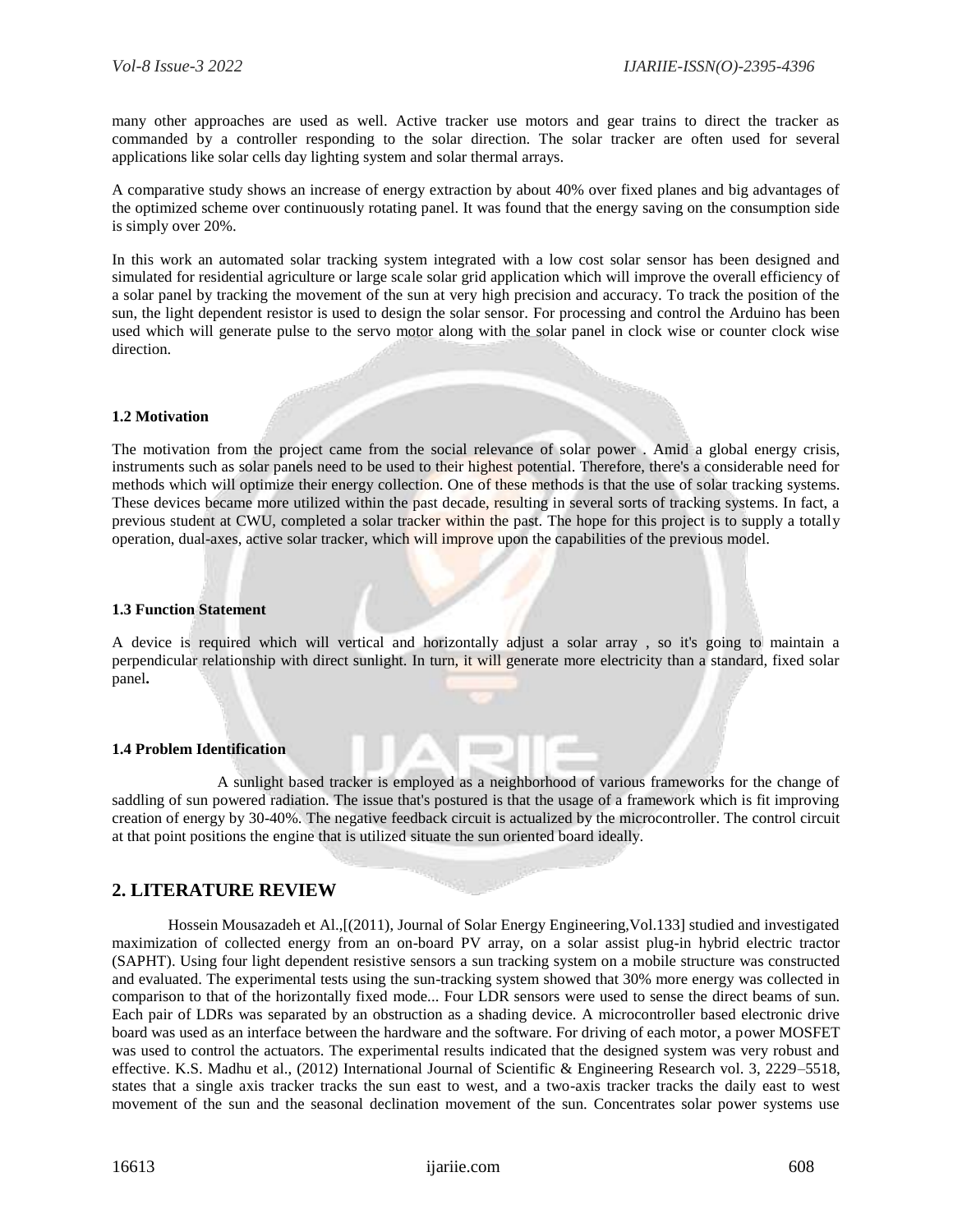many other approaches are used as well. Active tracker use motors and gear trains to direct the tracker as commanded by a controller responding to the solar direction. The solar tracker are often used for several applications like solar cells day lighting system and solar thermal arrays.

A comparative study shows an increase of energy extraction by about 40% over fixed planes and big advantages of the optimized scheme over continuously rotating panel. It was found that the energy saving on the consumption side is simply over 20%.

In this work an automated solar tracking system integrated with a low cost solar sensor has been designed and simulated for residential agriculture or large scale solar grid application which will improve the overall efficiency of a solar panel by tracking the movement of the sun at very high precision and accuracy. To track the position of the sun, the light dependent resistor is used to design the solar sensor. For processing and control the Arduino has been used which will generate pulse to the servo motor along with the solar panel in clock wise or counter clock wise direction.

### 1.2 Motivation

The motivation from the project came from the social relevance of solar power . Amid a global energy crisis, instruments such as solar panels need to be used to their highest potential. Therefore, there's a considerable need for methods which will optimize their energy collection. One of these methods is that the use of solar tracking systems. These devices became more utilized within the past decade, resulting in several sorts of tracking systems. In fact, a previous student at CWU, completed a solar tracker within the past. The hope for this project is to supply a totally operation, dual-axes, active solar tracker, which will improve upon the capabilities of the previous model.

### 1.3 Function Statement

A device is required which will vertical and horizontally adjust a solar array , so it's going to maintain a perpendicular relationship with direct sunlight. In turn, it will generate more electricity than a standard, fixed solar panel**.**

### 1.4 Problem Identification

A sunlight based tracker is employed as a neighborhood of various frameworks for the change of saddling of sun powered radiation. The issue that's postured is that the usage of a framework which is fit improving creation of energy by 30-40%. The negative feedback circuit is actualized by the microcontroller. The control circuit at that point positions the engine that is utilized situate the sun oriented board ideally.

## 2. LITERATURE REVIEW

Hossein Mousazadeh et Al.,[(2011), Journal of Solar Energy Engineering,Vol.133] studied and investigated maximization of collected energy from an on-board PV array, on a solar assist plug-in hybrid electric tractor (SAPHT). Using four light dependent resistive sensors a sun tracking system on a mobile structure was constructed and evaluated. The experimental tests using the sun-tracking system showed that 30% more energy was collected in comparison to that of the horizontally fixed mode... Four LDR sensors were used to sense the direct beams of sun. Each pair of LDRs was separated by an obstruction as a shading device. A microcontroller based electronic drive board was used as an interface between the hardware and the software. For driving of each motor, a power MOSFET was used to control the actuators. The experimental results indicated that the designed system was very robust and effective. K.S. Madhu et al., (2012) International Journal of Scientific & Engineering Research vol. 3, 2229–5518, states that a single axis tracker tracks the sun east to west, and a two-axis tracker tracks the daily east to west movement of the sun and the seasonal declination movement of the sun. Concentrates solar power systems use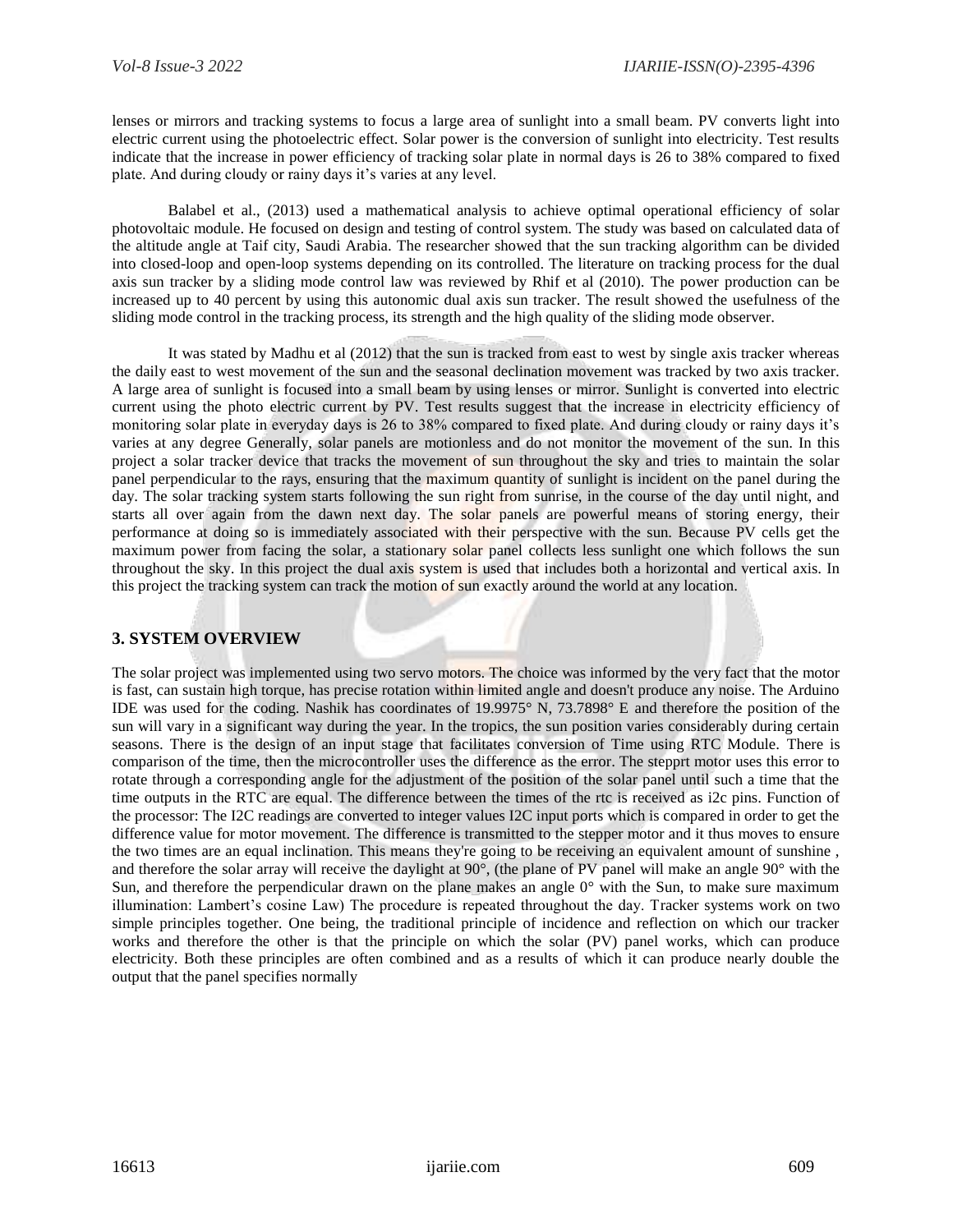lenses or mirrors and tracking systems to focus a large area of sunlight into a small beam. PV converts light into electric current using the photoelectric effect. Solar power is the conversion of sunlight into electricity. Test results indicate that the increase in power efficiency of tracking solar plate in normal days is 26 to 38% compared to fixed plate. And during cloudy or rainy days it's varies at any level.

Balabel et al., (2013) used a mathematical analysis to achieve optimal operational efficiency of solar photovoltaic module. He focused on design and testing of control system. The study was based on calculated data of the altitude angle at Taif city, Saudi Arabia. The researcher showed that the sun tracking algorithm can be divided into closed-loop and open-loop systems depending on its controlled. The literature on tracking process for the dual axis sun tracker by a sliding mode control law was reviewed by Rhif et al (2010). The power production can be increased up to 40 percent by using this autonomic dual axis sun tracker. The result showed the usefulness of the sliding mode control in the tracking process, its strength and the high quality of the sliding mode observer.

It was stated by Madhu et al (2012) that the sun is tracked from east to west by single axis tracker whereas the daily east to west movement of the sun and the seasonal declination movement was tracked by two axis tracker. A large area of sunlight is focused into a small beam by using lenses or mirror. Sunlight is converted into electric current using the photo electric current by PV. Test results suggest that the increase in electricity efficiency of monitoring solar plate in everyday days is 26 to 38% compared to fixed plate. And during cloudy or rainy days it's varies at any degree Generally, solar panels are motionless and do not monitor the movement of the sun. In this project a solar tracker device that tracks the movement of sun throughout the sky and tries to maintain the solar panel perpendicular to the rays, ensuring that the maximum quantity of sunlight is incident on the panel during the day. The solar tracking system starts following the sun right from sunrise, in the course of the day until night, and starts all over again from the dawn next day. The solar panels are powerful means of storing energy, their performance at doing so is immediately associated with their perspective with the sun. Because PV cells get the maximum power from facing the solar, a stationary solar panel collects less sunlight one which follows the sun throughout the sky. In this project the dual axis system is used that includes both a horizontal and vertical axis. In this project the tracking system can track the motion of sun exactly around the world at any location.

## 3. SYSTEM OVERVIEW

The solar project was implemented using two servo motors. The choice was informed by the very fact that the motor is fast, can sustain high torque, has precise rotation within limited angle and doesn't produce any noise. The Arduino IDE was used for the coding. Nashik has coordinates of 19.9975° N, 73.7898° E and therefore the position of the sun will vary in a significant way during the year. In the tropics, the sun position varies considerably during certain seasons. There is the design of an input stage that facilitates conversion of Time using RTC Module. There is comparison of the time, then the microcontroller uses the difference as the error. The stepprt motor uses this error to rotate through a corresponding angle for the adjustment of the position of the solar panel until such a time that the time outputs in the RTC are equal. The difference between the times of the rtc is received as i2c pins. Function of the processor: The I2C readings are converted to integer values I2C input ports which is compared in order to get the difference value for motor movement. The difference is transmitted to the stepper motor and it thus moves to ensure the two times are an equal inclination. This means they're going to be receiving an equivalent amount of sunshine , and therefore the solar array will receive the daylight at 90°, (the plane of PV panel will make an angle 90° with the Sun, and therefore the perpendicular drawn on the plane makes an angle 0° with the Sun, to make sure maximum illumination: Lambert's cosine Law) The procedure is repeated throughout the day. Tracker systems work on two simple principles together. One being, the traditional principle of incidence and reflection on which our tracker works and therefore the other is that the principle on which the solar (PV) panel works, which can produce electricity. Both these principles are often combined and as a results of which it can produce nearly double the output that the panel specifies normally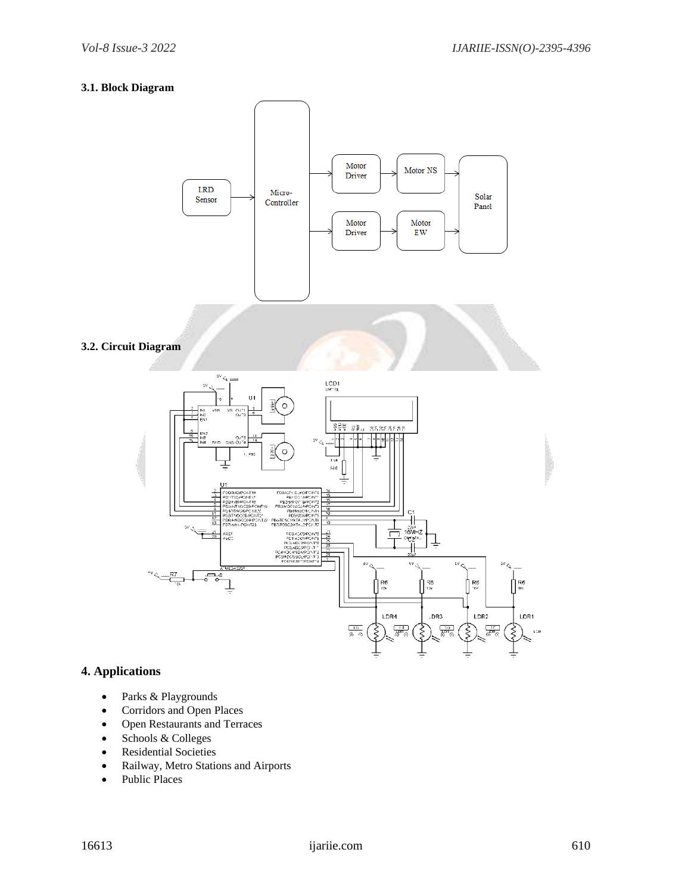### 3.1. Block Diagram

### 3.2. Circuit Diagram

## 4. Applications

- Parks & Playgrounds
- Corridors and Open Places
- Open Restaurants and Terraces
- Schools & Colleges
- Residential Societies
- Railway, Metro Stations and Airports
- Public Places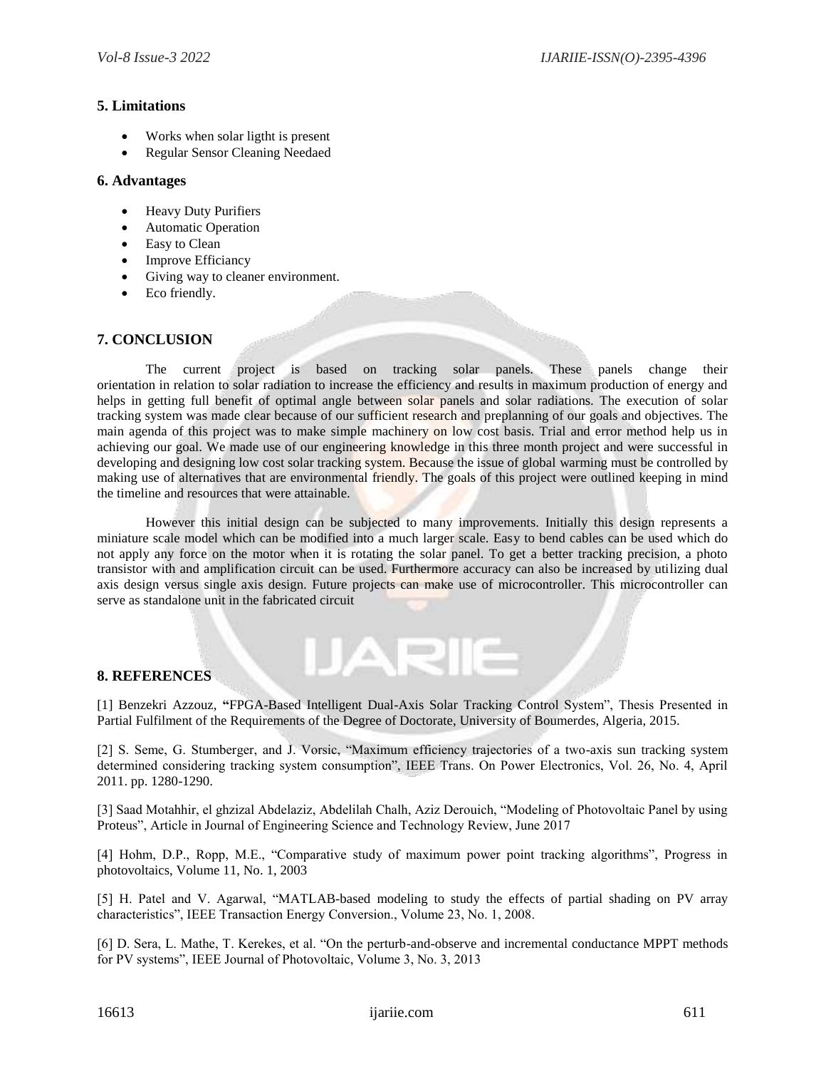## 5. Limitations

- Works when solar ligtht is present
- Regular Sensor Cleaning Needaed

## 6. Advantages

- Heavy Duty Purifiers
- Automatic Operation
- Easy to Clean
- Improve Efficiancy
- Giving way to cleaner environment.
- Eco friendly.

## 7. CONCLUSION

The current project is based on tracking solar panels. These panels change their orientation in relation to solar radiation to increase the efficiency and results in maximum production of energy and helps in getting full benefit of optimal angle between solar panels and solar radiations. The execution of solar tracking system was made clear because of our sufficient research and preplanning of our goals and objectives. The main agenda of this project was to make simple machinery on low cost basis. Trial and error method help us in achieving our goal. We made use of our engineering knowledge in this three month project and were successful in developing and designing low cost solar tracking system. Because the issue of global warming must be controlled by making use of alternatives that are environmental friendly. The goals of this project were outlined keeping in mind the timeline and resources that were attainable.

However this initial design can be subjected to many improvements. Initially this design represents a miniature scale model which can be modified into a much larger scale. Easy to bend cables can be used which do not apply any force on the motor when it is rotating the solar panel. To get a better tracking precision, a photo transistor with and amplification circuit can be used. Furthermore accuracy can also be increased by utilizing dual axis design versus single axis design. Future projects can make use of microcontroller. This microcontroller can serve as standalone unit in the fabricated circuit

## 8. REFERENCES

[1] Benzekri Azzouz, **"**FPGA-Based Intelligent Dual-Axis Solar Tracking Control System", Thesis Presented in Partial Fulfilment of the Requirements of the Degree of Doctorate, University of Boumerdes, Algeria, 2015.

[2] S. Seme, G. Stumberger, and J. Vorsic, "Maximum efficiency trajectories of a two-axis sun tracking system determined considering tracking system consumption", IEEE Trans. On Power Electronics, Vol. 26, No. 4, April 2011. pp. 1280-1290.

[3] Saad Motahhir, el ghzizal Abdelaziz, Abdelilah Chalh, Aziz Derouich, "Modeling of Photovoltaic Panel by using Proteus", Article in Journal of Engineering Science and Technology Review, June 2017

[4] Hohm, D.P., Ropp, M.E., "Comparative study of maximum power point tracking algorithms", Progress in photovoltaics, Volume 11, No. 1, 2003

[5] H. Patel and V. Agarwal, "MATLAB-based modeling to study the effects of partial shading on PV array characteristics", IEEE Transaction Energy Conversion., Volume 23, No. 1, 2008.

[6] D. Sera, L. Mathe, T. Kerekes, et al. "On the perturb-and-observe and incremental conductance MPPT methods for PV systems", IEEE Journal of Photovoltaic, Volume 3, No. 3, 2013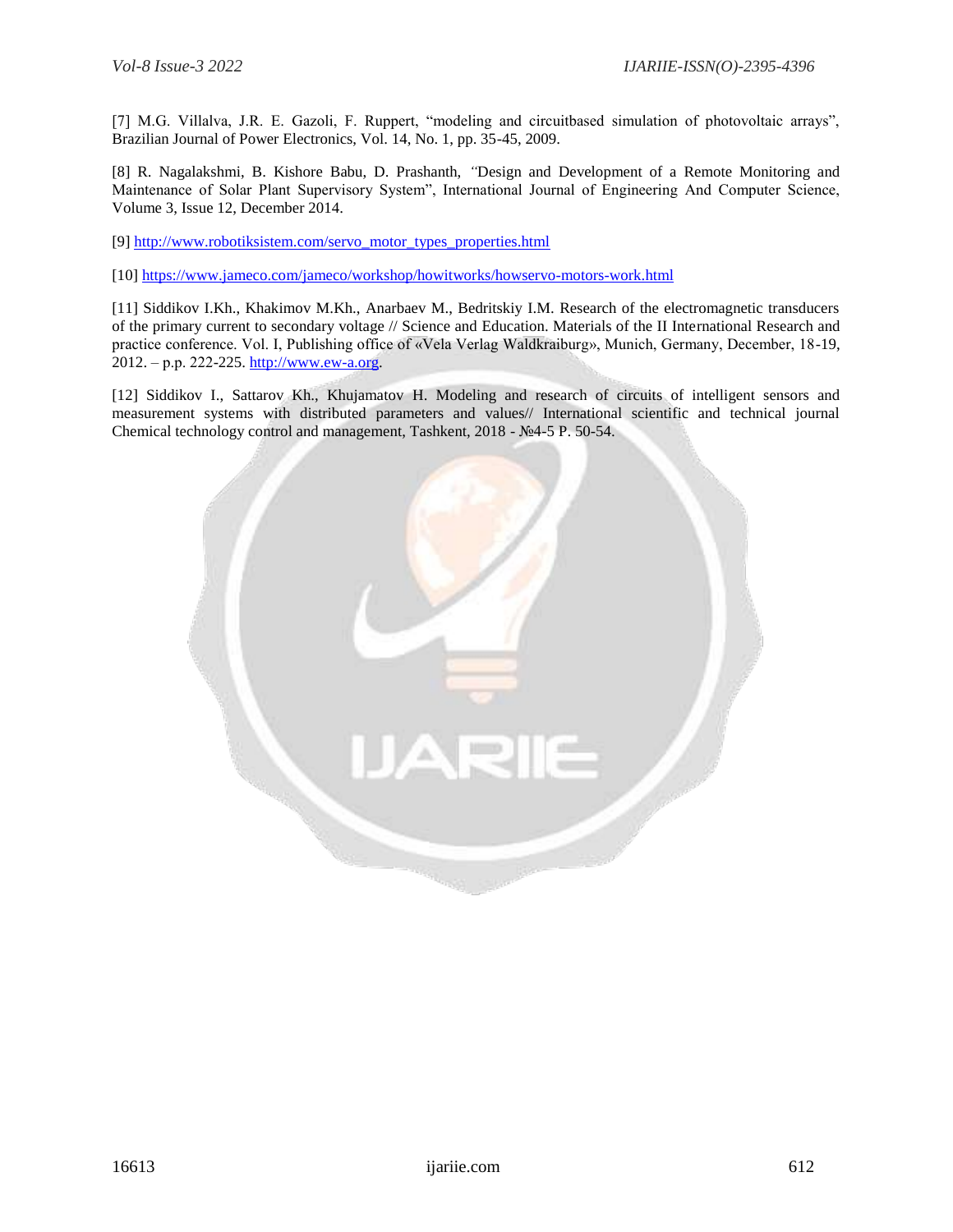[7] M.G. Villalva, J.R. E. Gazoli, F. Ruppert, “modeling and circuitbased simulation of photovoltaic arrays”, Brazilian Journal of Power Electronics, Vol. 14, No. 1, pp. 35-45, 2009.

[8] R. Nagalakshmi, B. Kishore Babu, D. Prashanth, “Design and Development of a Remote Monitoring and Maintenance of Solar Plant Supervisory System”, International Journal of Engineering And Computer Science, Volume 3, Issue 12, December 2014.

[9] http://www.robotiksistem.com/servo_motor_types_properties.html

[10] https://www.jameco.com/jameco/workshop/howitworks/howservo-motors-work.html

[11] Siddikov I.Kh., Khakimov M.Kh., Anarbaev M., Bedritskiy I.M. Research of the electromagnetic transducers of the primary current to secondary voltage // Science and Education. Materials of the II International Research and practice conference. Vol. I, Publishing office of «Vela Verlag Waldkraiburg», Munich, Germany, December, 18-19, 2012. – p.p. 222-225. http://www.ew-a.org.

[12] Siddikov I., Sattarov Kh., Khujamatov H. Modeling and research of circuits of intelligent sensors and measurement systems with distributed parameters and values// International scientific and technical journal Chemical technology control and management, Tashkent, 2018 - №4-5 P. 50-54.